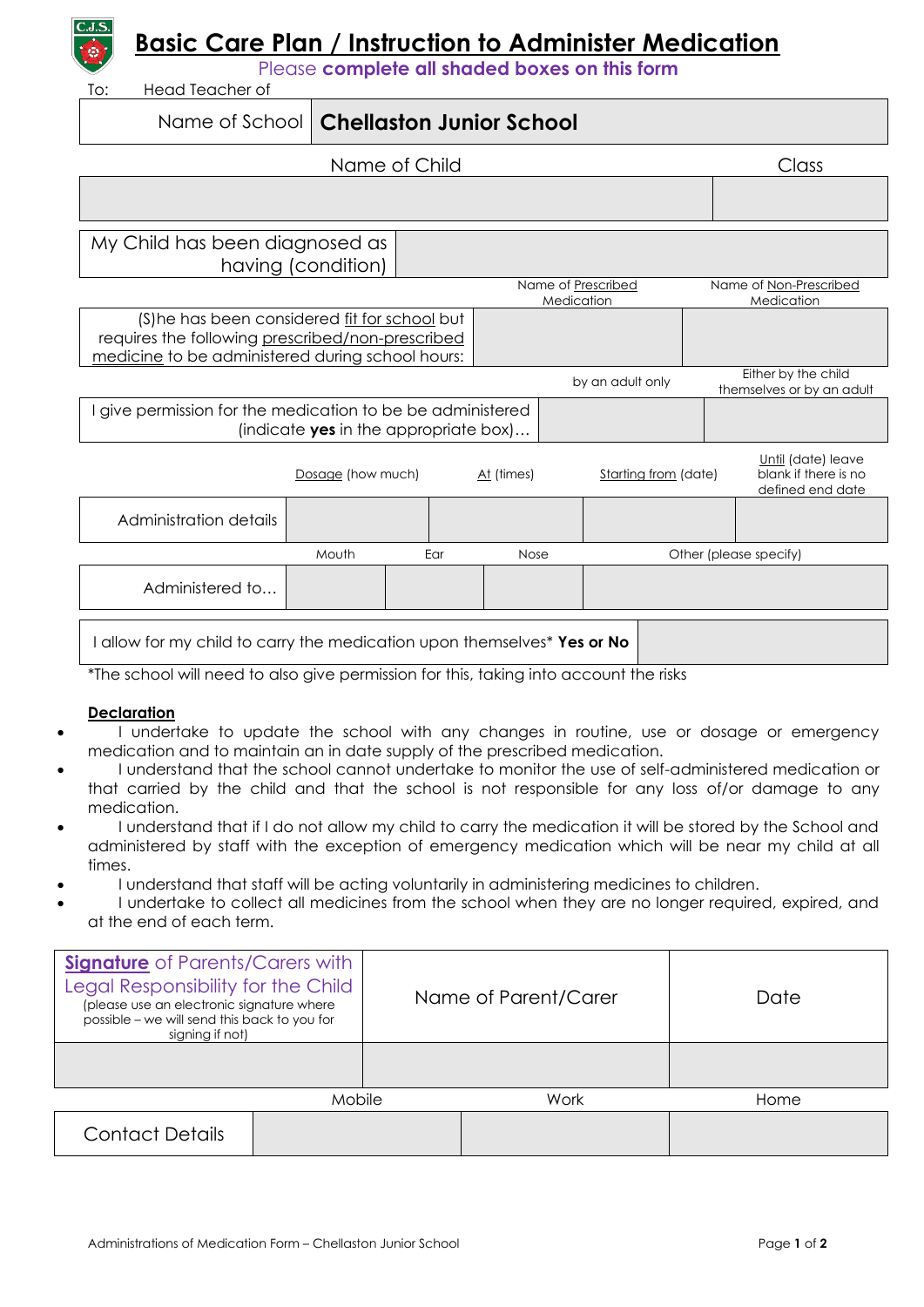# Basic Care Plan / Instruction to Administer Medication

Please **complete all shaded boxes on this form**

To: Head Teacher of

| Name of School | **Chellaston Junior School** |
|---|---|

| Name of Child | Class |
|---|---|
| | |

| My Child has been diagnosed as having (condition) | |
|---|---|

| | Name of Prescribed Medication | Name of Non-Prescribed Medication |
|---|---|---|
| (S)he has been considered fit for school but requires the following prescribed/non-prescribed medicine to be administered during school hours: | | |

| | by an adult only | Either by the child themselves or by an adult |
|---|---|---|
| I give permission for the medication to be be administered (indicate **yes** in the appropriate box)… | | |

| | Dosage (how much) | At (times) | Starting from (date) | Until (date) leave blank if there is no defined end date |
|---|---|---|---|---|
| Administration details | | | | |

| | Mouth | Ear | Nose | Other (please specify) |
|---|---|---|---|---|
| Administered to… | | | | |

| I allow for my child to carry the medication upon themselves* **Yes or No** | |
|---|---|

*The school will need to also give permission for this, taking into account the risks

**Declaration**

- I undertake to update the school with any changes in routine, use or dosage or emergency medication and to maintain an in date supply of the prescribed medication.
- I understand that the school cannot undertake to monitor the use of self-administered medication or that carried by the child and that the school is not responsible for any loss of/or damage to any medication.
- I understand that if I do not allow my child to carry the medication it will be stored by the School and administered by staff with the exception of emergency medication which will be near my child at all times.
- I understand that staff will be acting voluntarily in administering medicines to children.
- I undertake to collect all medicines from the school when they are no longer required, expired, and at the end of each term.

| **Signature** of Parents/Carers with Legal Responsibility for the Child (please use an electronic signature where possible – we will send this back to you for signing if not) | Name of Parent/Carer | Date |
|---|---|---|
| | | |

| | Mobile | Work | Home |
|---|---|---|---|
| Contact Details | | | |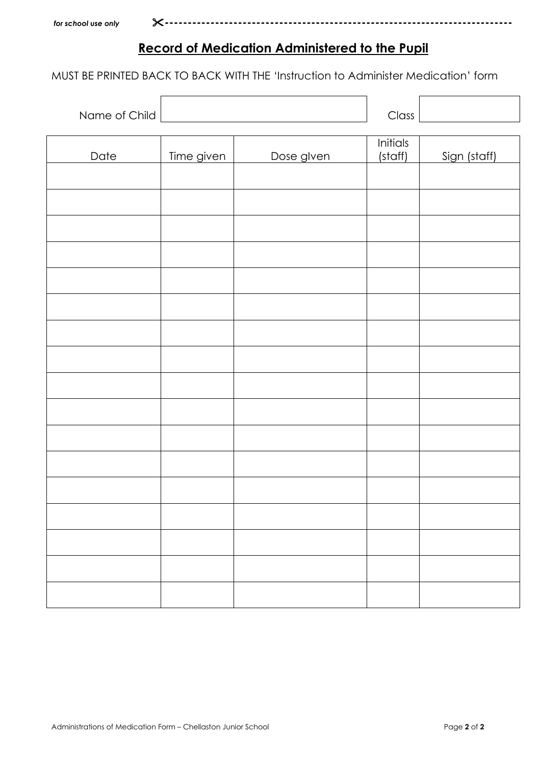*for school use only* ✂-----------------------------------------------------------------------

## Record of Medication Administered to the Pupil

MUST BE PRINTED BACK TO BACK WITH THE 'Instruction to Administer Medication' form

| Name of Child | | Class | |
|---|---|---|---|

| Date | Time given | Dose given | Initials (staff) | Sign (staff) |
|---|---|---|---|---|
| | | | | |
| | | | | |
| | | | | |
| | | | | |
| | | | | |
| | | | | |
| | | | | |
| | | | | |
| | | | | |
| | | | | |
| | | | | |
| | | | | |
| | | | | |
| | | | | |
| | | | | |
| | | | | |
| | | | | |

Administrations of Medication Form – Chellaston Junior School